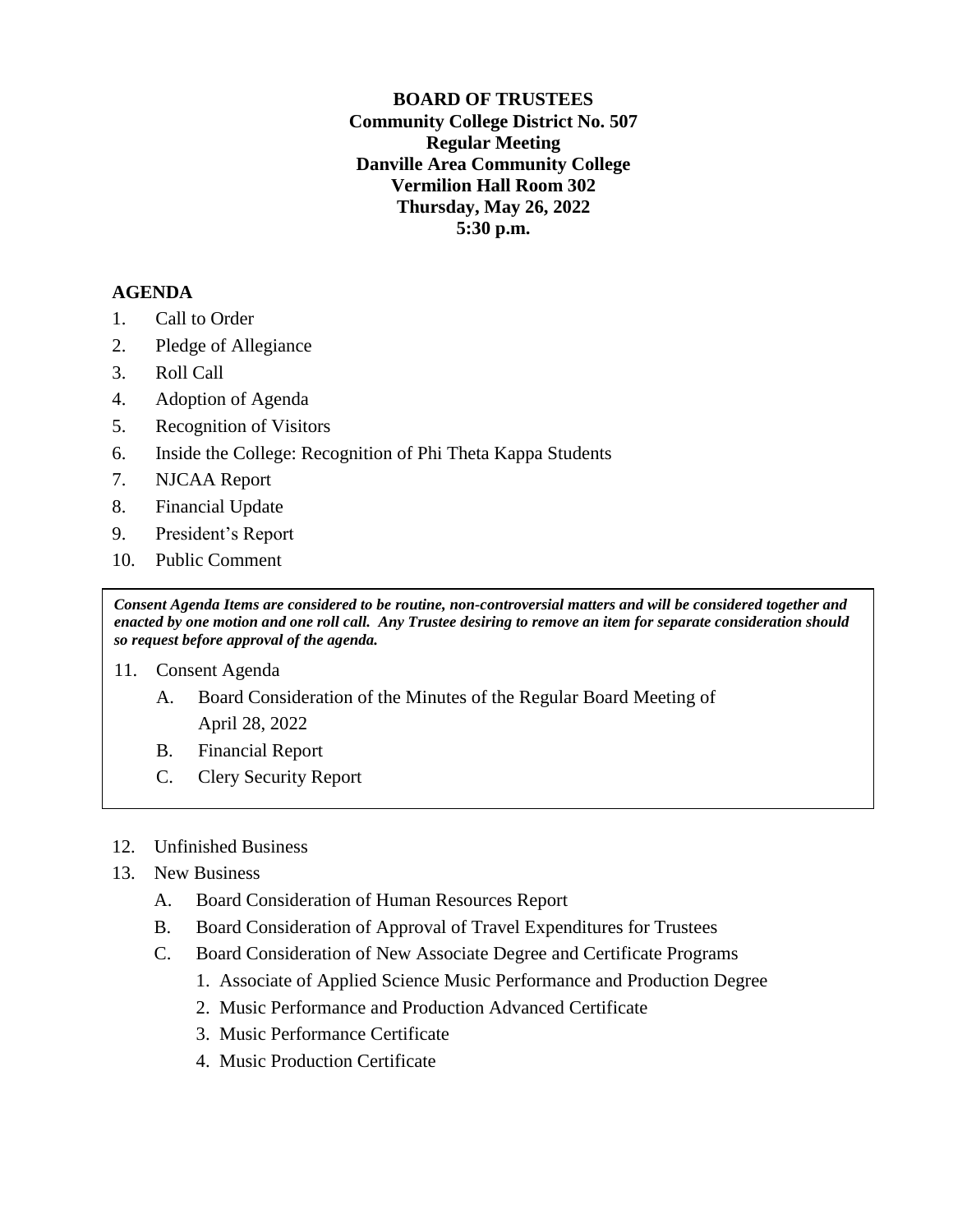**BOARD OF TRUSTEES**
**Community College District No. 507**
**Regular Meeting**
**Danville Area Community College**
**Vermilion Hall Room 302**
**Thursday, May 26, 2022**
**5:30 p.m.**

## AGENDA

1. Call to Order
2. Pledge of Allegiance
3. Roll Call
4. Adoption of Agenda
5. Recognition of Visitors
6. Inside the College: Recognition of Phi Theta Kappa Students
7. NJCAA Report
8. Financial Update
9. President's Report
10. Public Comment

***Consent Agenda Items are considered to be routine, non-controversial matters and will be considered together and enacted by one motion and one roll call. Any Trustee desiring to remove an item for separate consideration should so request before approval of the agenda.***

11. Consent Agenda
    - A. Board Consideration of the Minutes of the Regular Board Meeting of April 28, 2022
    - B. Financial Report
    - C. Clery Security Report

12. Unfinished Business
13. New Business
    - A. Board Consideration of Human Resources Report
    - B. Board Consideration of Approval of Travel Expenditures for Trustees
    - C. Board Consideration of New Associate Degree and Certificate Programs
        1. Associate of Applied Science Music Performance and Production Degree
        2. Music Performance and Production Advanced Certificate
        3. Music Performance Certificate
        4. Music Production Certificate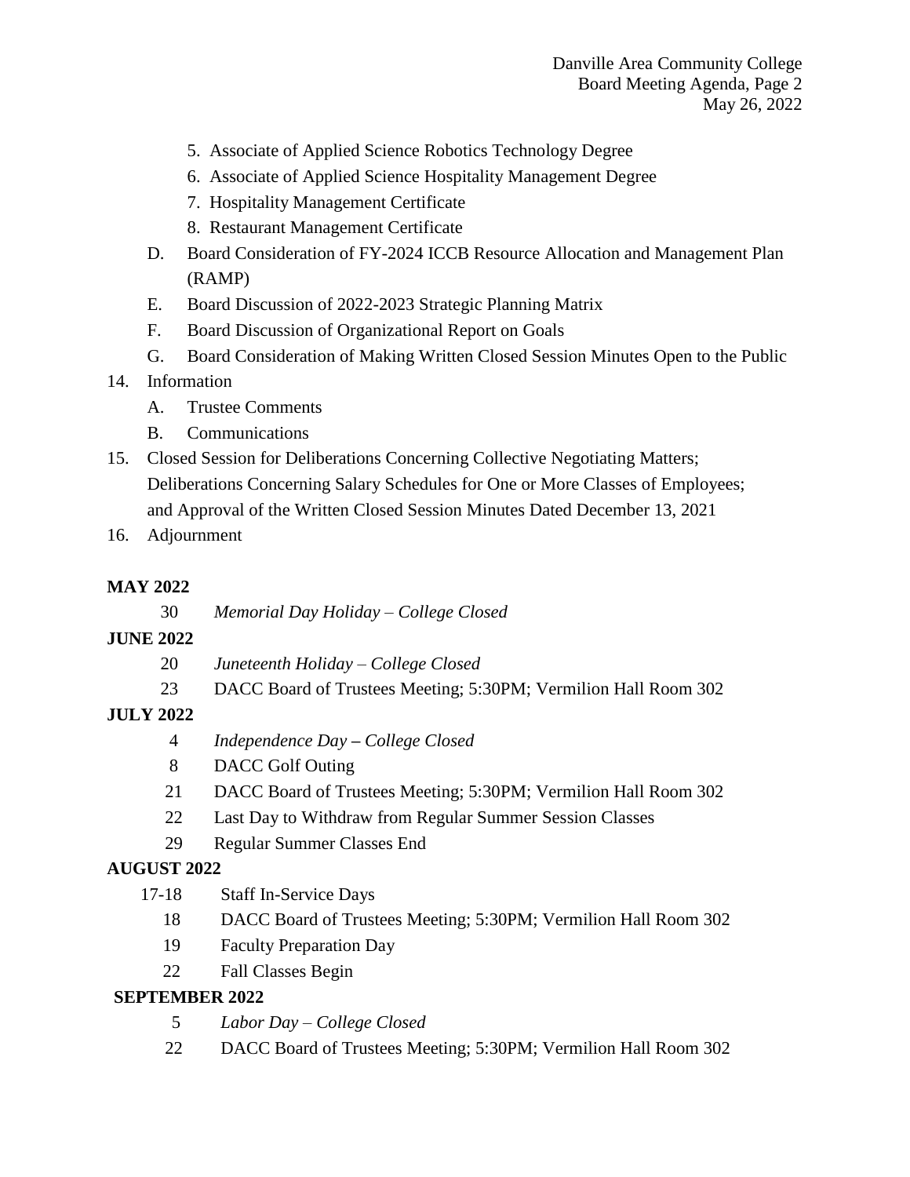5. Associate of Applied Science Robotics Technology Degree
6. Associate of Applied Science Hospitality Management Degree
7. Hospitality Management Certificate
8. Restaurant Management Certificate

D. Board Consideration of FY-2024 ICCB Resource Allocation and Management Plan (RAMP)

E. Board Discussion of 2022-2023 Strategic Planning Matrix

F. Board Discussion of Organizational Report on Goals

G. Board Consideration of Making Written Closed Session Minutes Open to the Public

14. Information

    A. Trustee Comments

    B. Communications

15. Closed Session for Deliberations Concerning Collective Negotiating Matters; Deliberations Concerning Salary Schedules for One or More Classes of Employees; and Approval of the Written Closed Session Minutes Dated December 13, 2021

16. Adjournment

**MAY 2022**

30 *Memorial Day Holiday – College Closed*

**JUNE 2022**

20 *Juneteenth Holiday – College Closed*

23 DACC Board of Trustees Meeting; 5:30PM; Vermilion Hall Room 302

**JULY 2022**

4 *Independence Day – College Closed*

8 DACC Golf Outing

21 DACC Board of Trustees Meeting; 5:30PM; Vermilion Hall Room 302

22 Last Day to Withdraw from Regular Summer Session Classes

29 Regular Summer Classes End

**AUGUST 2022**

17-18 Staff In-Service Days

18 DACC Board of Trustees Meeting; 5:30PM; Vermilion Hall Room 302

19 Faculty Preparation Day

22 Fall Classes Begin

**SEPTEMBER 2022**

5 *Labor Day – College Closed*

22 DACC Board of Trustees Meeting; 5:30PM; Vermilion Hall Room 302